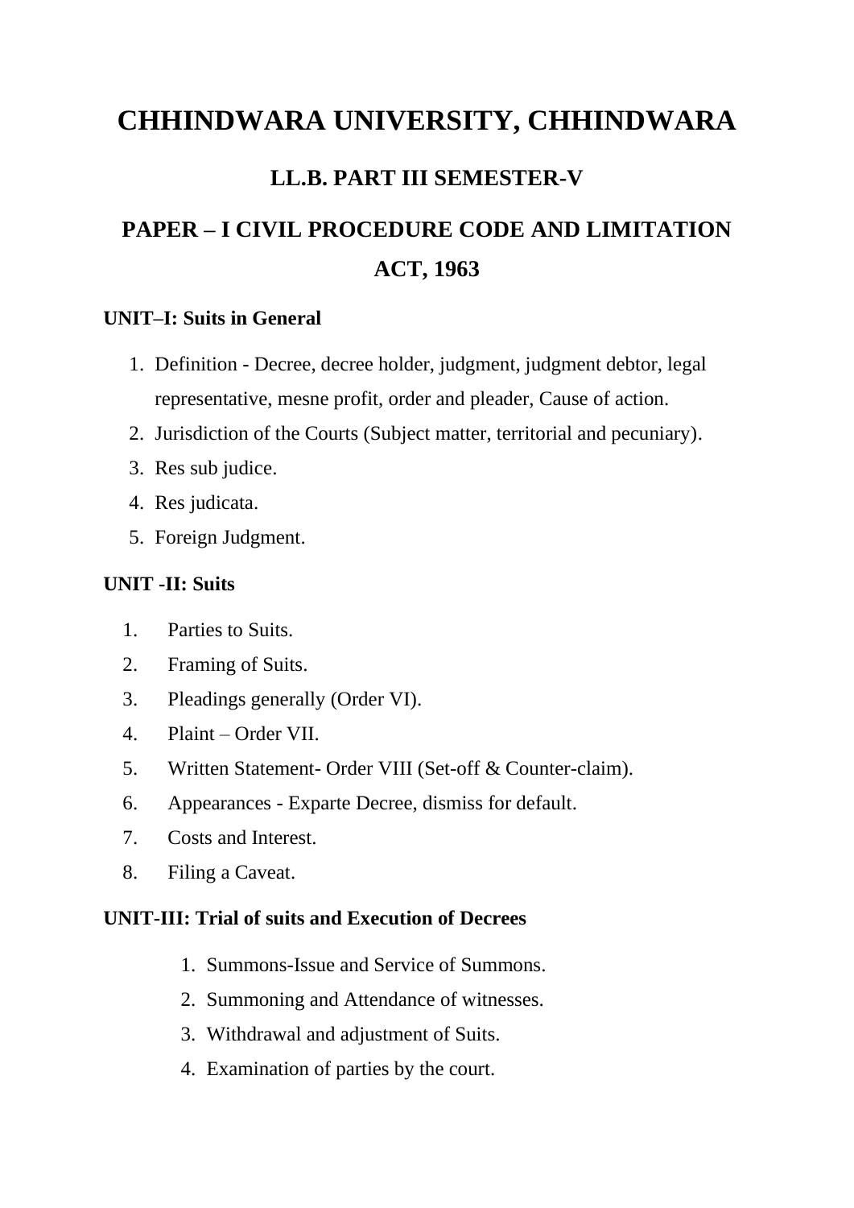# CHHINDWARA UNIVERSITY, CHHINDWARA

## LL.B. PART III SEMESTER-V

## PAPER – I CIVIL PROCEDURE CODE AND LIMITATION ACT, 1963

**UNIT–I: Suits in General**

1. Definition - Decree, decree holder, judgment, judgment debtor, legal representative, mesne profit, order and pleader, Cause of action.
2. Jurisdiction of the Courts (Subject matter, territorial and pecuniary).
3. Res sub judice.
4. Res judicata.
5. Foreign Judgment.

**UNIT -II: Suits**

1. Parties to Suits.
2. Framing of Suits.
3. Pleadings generally (Order VI).
4. Plaint – Order VII.
5. Written Statement- Order VIII (Set-off & Counter-claim).
6. Appearances - Exparte Decree, dismiss for default.
7. Costs and Interest.
8. Filing a Caveat.

**UNIT-III: Trial of suits and Execution of Decrees**

1. Summons-Issue and Service of Summons.
2. Summoning and Attendance of witnesses.
3. Withdrawal and adjustment of Suits.
4. Examination of parties by the court.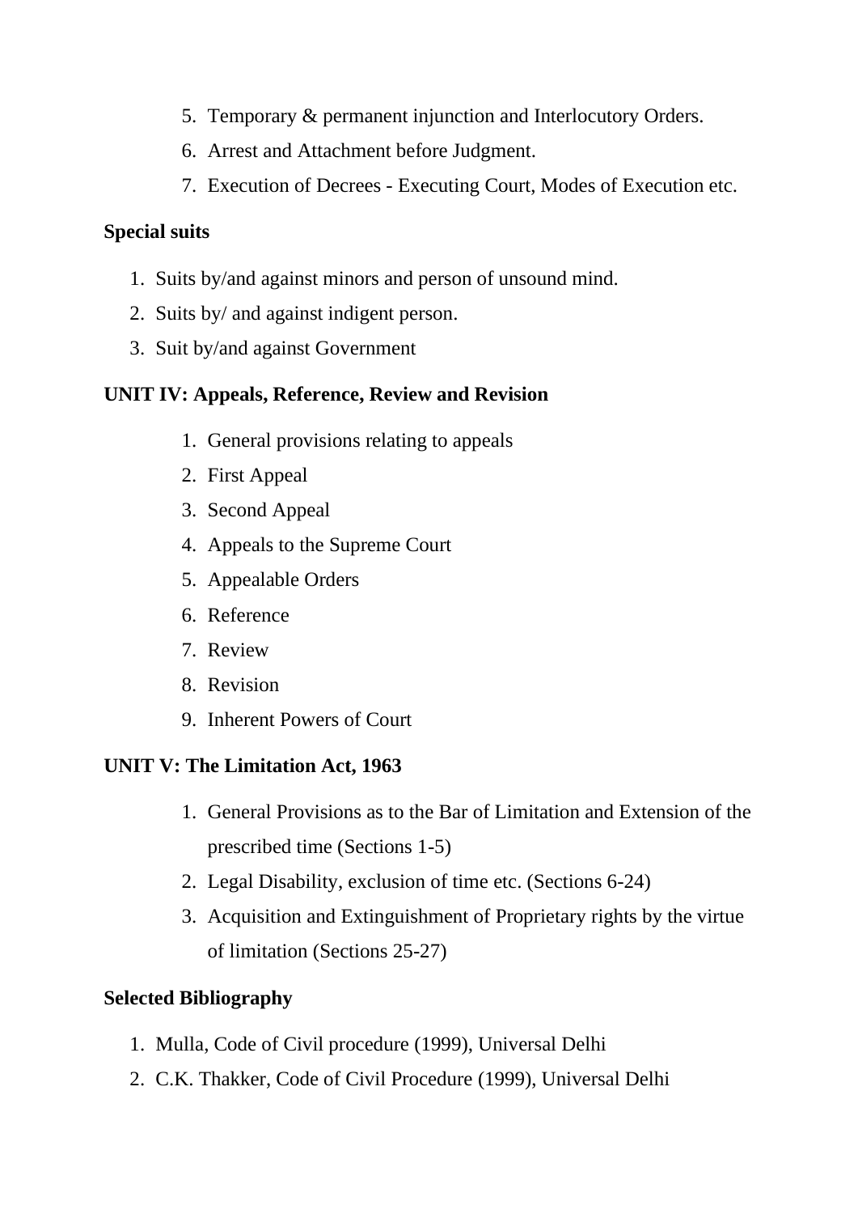5. Temporary & permanent injunction and Interlocutory Orders.
6. Arrest and Attachment before Judgment.
7. Execution of Decrees - Executing Court, Modes of Execution etc.

**Special suits**

1. Suits by/and against minors and person of unsound mind.
2. Suits by/ and against indigent person.
3. Suit by/and against Government

**UNIT IV: Appeals, Reference, Review and Revision**

1. General provisions relating to appeals
2. First Appeal
3. Second Appeal
4. Appeals to the Supreme Court
5. Appealable Orders
6. Reference
7. Review
8. Revision
9. Inherent Powers of Court

**UNIT V: The Limitation Act, 1963**

1. General Provisions as to the Bar of Limitation and Extension of the prescribed time (Sections 1-5)
2. Legal Disability, exclusion of time etc. (Sections 6-24)
3. Acquisition and Extinguishment of Proprietary rights by the virtue of limitation (Sections 25-27)

**Selected Bibliography**

1. Mulla, Code of Civil procedure (1999), Universal Delhi
2. C.K. Thakker, Code of Civil Procedure (1999), Universal Delhi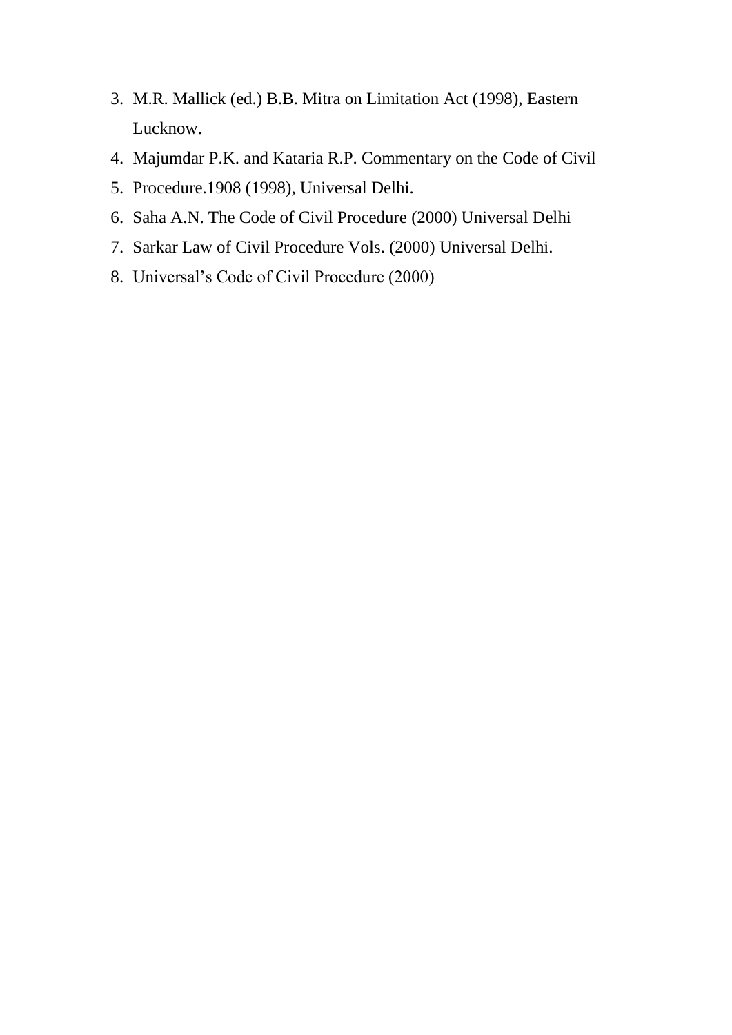3. M.R. Mallick (ed.) B.B. Mitra on Limitation Act (1998), Eastern Lucknow.
4. Majumdar P.K. and Kataria R.P. Commentary on the Code of Civil
5. Procedure.1908 (1998), Universal Delhi.
6. Saha A.N. The Code of Civil Procedure (2000) Universal Delhi
7. Sarkar Law of Civil Procedure Vols. (2000) Universal Delhi.
8. Universal's Code of Civil Procedure (2000)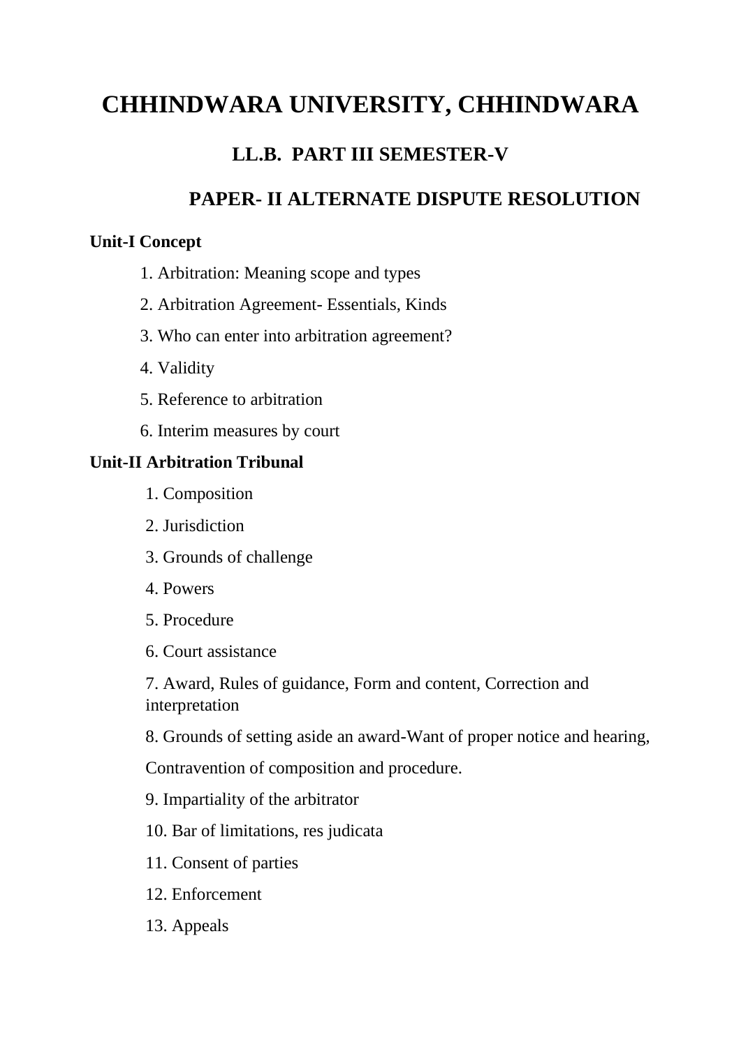# CHHINDWARA UNIVERSITY, CHHINDWARA

## LL.B. PART III SEMESTER-V

## PAPER- II ALTERNATE DISPUTE RESOLUTION

**Unit-I Concept**

1. Arbitration: Meaning scope and types
2. Arbitration Agreement- Essentials, Kinds
3. Who can enter into arbitration agreement?
4. Validity
5. Reference to arbitration
6. Interim measures by court

**Unit-II Arbitration Tribunal**

1. Composition
2. Jurisdiction
3. Grounds of challenge
4. Powers
5. Procedure
6. Court assistance
7. Award, Rules of guidance, Form and content, Correction and interpretation
8. Grounds of setting aside an award-Want of proper notice and hearing,

   Contravention of composition and procedure.
9. Impartiality of the arbitrator
10. Bar of limitations, res judicata
11. Consent of parties
12. Enforcement
13. Appeals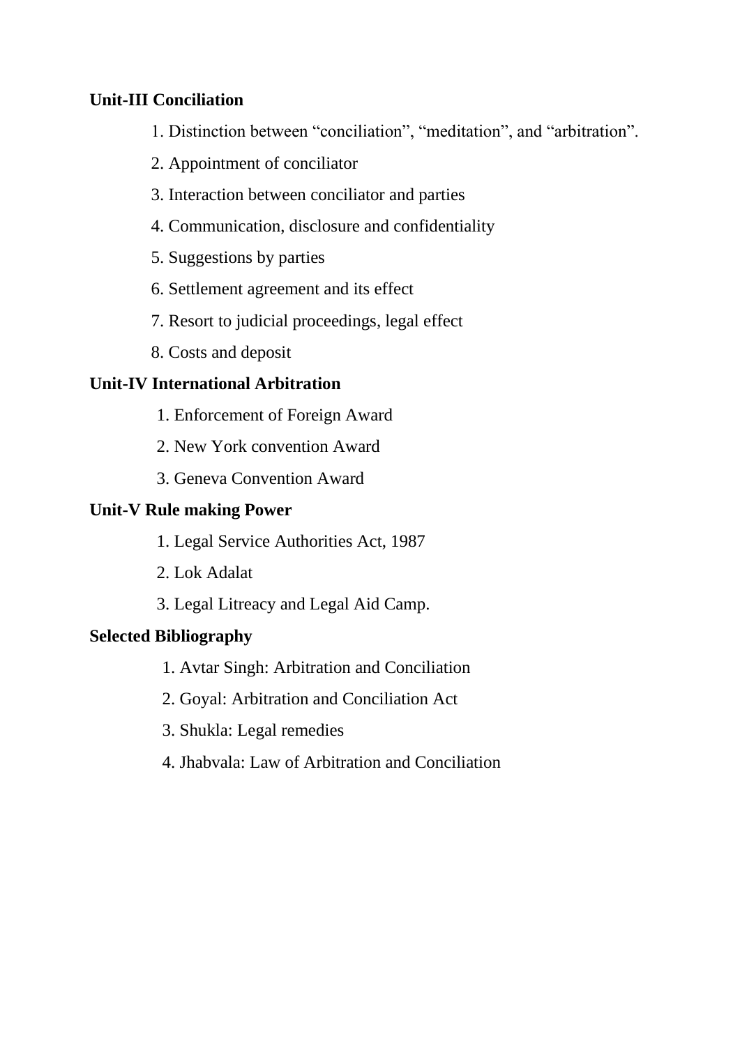**Unit-III Conciliation**

1. Distinction between “conciliation”, “meditation”, and “arbitration”.
2. Appointment of conciliator
3. Interaction between conciliator and parties
4. Communication, disclosure and confidentiality
5. Suggestions by parties
6. Settlement agreement and its effect
7. Resort to judicial proceedings, legal effect
8. Costs and deposit

**Unit-IV International Arbitration**

1. Enforcement of Foreign Award
2. New York convention Award
3. Geneva Convention Award

**Unit-V Rule making Power**

1. Legal Service Authorities Act, 1987
2. Lok Adalat
3. Legal Litreacy and Legal Aid Camp.

**Selected Bibliography**

1. Avtar Singh: Arbitration and Conciliation
2. Goyal: Arbitration and Conciliation Act
3. Shukla: Legal remedies
4. Jhabvala: Law of Arbitration and Conciliation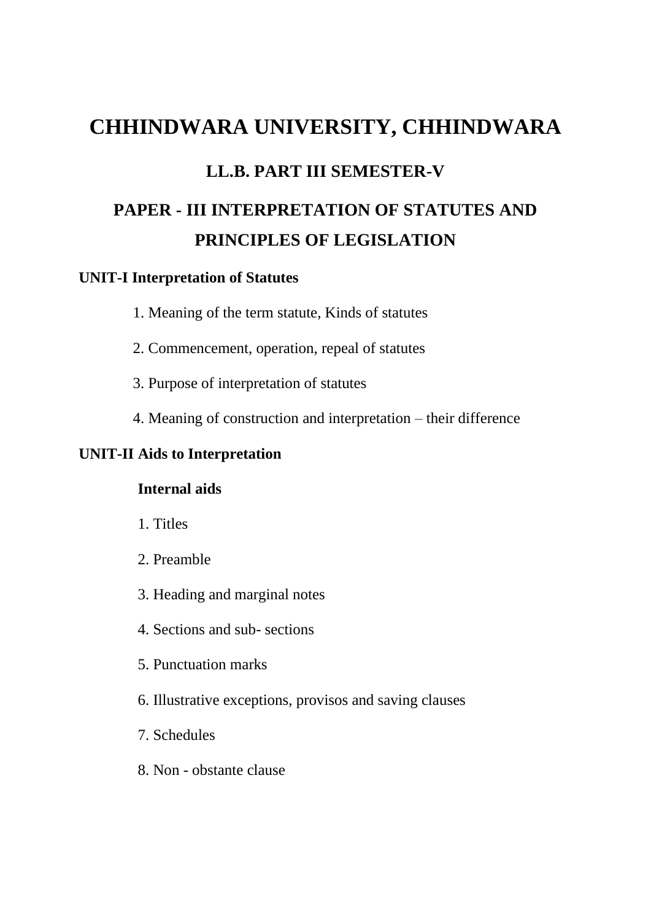# CHHINDWARA UNIVERSITY, CHHINDWARA

## LL.B. PART III SEMESTER-V

## PAPER - III INTERPRETATION OF STATUTES AND PRINCIPLES OF LEGISLATION

**UNIT-I Interpretation of Statutes**

1. Meaning of the term statute, Kinds of statutes
2. Commencement, operation, repeal of statutes
3. Purpose of interpretation of statutes
4. Meaning of construction and interpretation – their difference

**UNIT-II Aids to Interpretation**

**Internal aids**

1. Titles
2. Preamble
3. Heading and marginal notes
4. Sections and sub- sections
5. Punctuation marks
6. Illustrative exceptions, provisos and saving clauses
7. Schedules
8. Non - obstante clause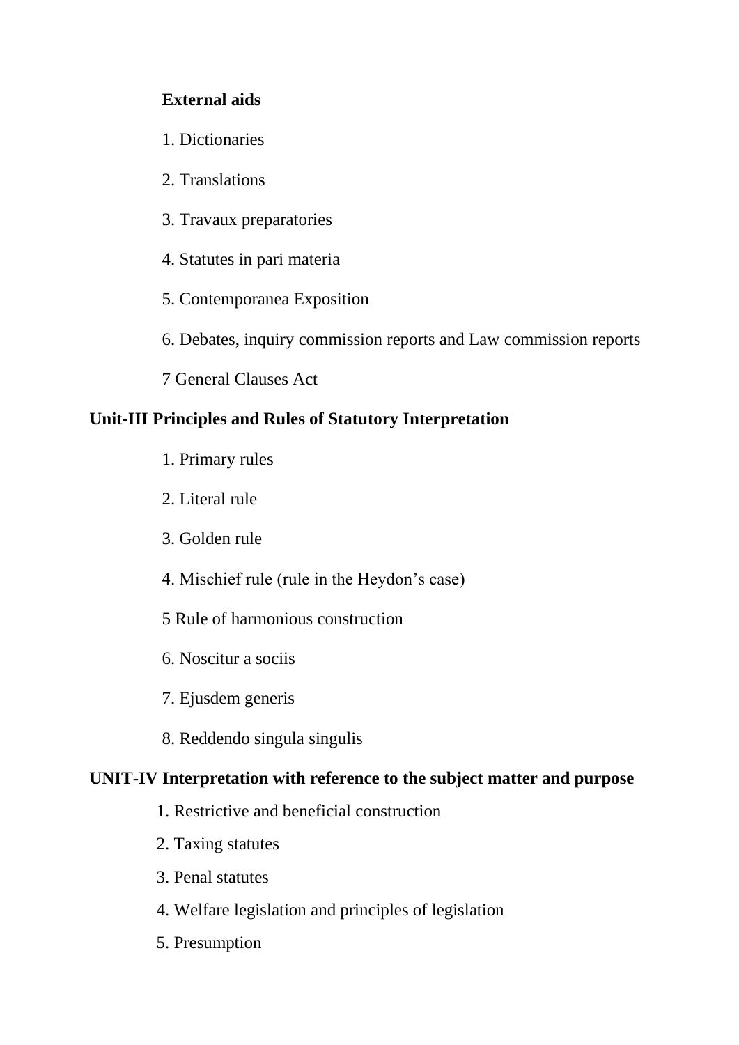**External aids**

1. Dictionaries
2. Translations
3. Travaux preparatories
4. Statutes in pari materia
5. Contemporanea Exposition
6. Debates, inquiry commission reports and Law commission reports

7 General Clauses Act

## Unit-III Principles and Rules of Statutory Interpretation

1. Primary rules
2. Literal rule
3. Golden rule
4. Mischief rule (rule in the Heydon's case)

5 Rule of harmonious construction

6. Noscitur a sociis
7. Ejusdem generis
8. Reddendo singula singulis

## UNIT-IV Interpretation with reference to the subject matter and purpose

1. Restrictive and beneficial construction
2. Taxing statutes
3. Penal statutes
4. Welfare legislation and principles of legislation
5. Presumption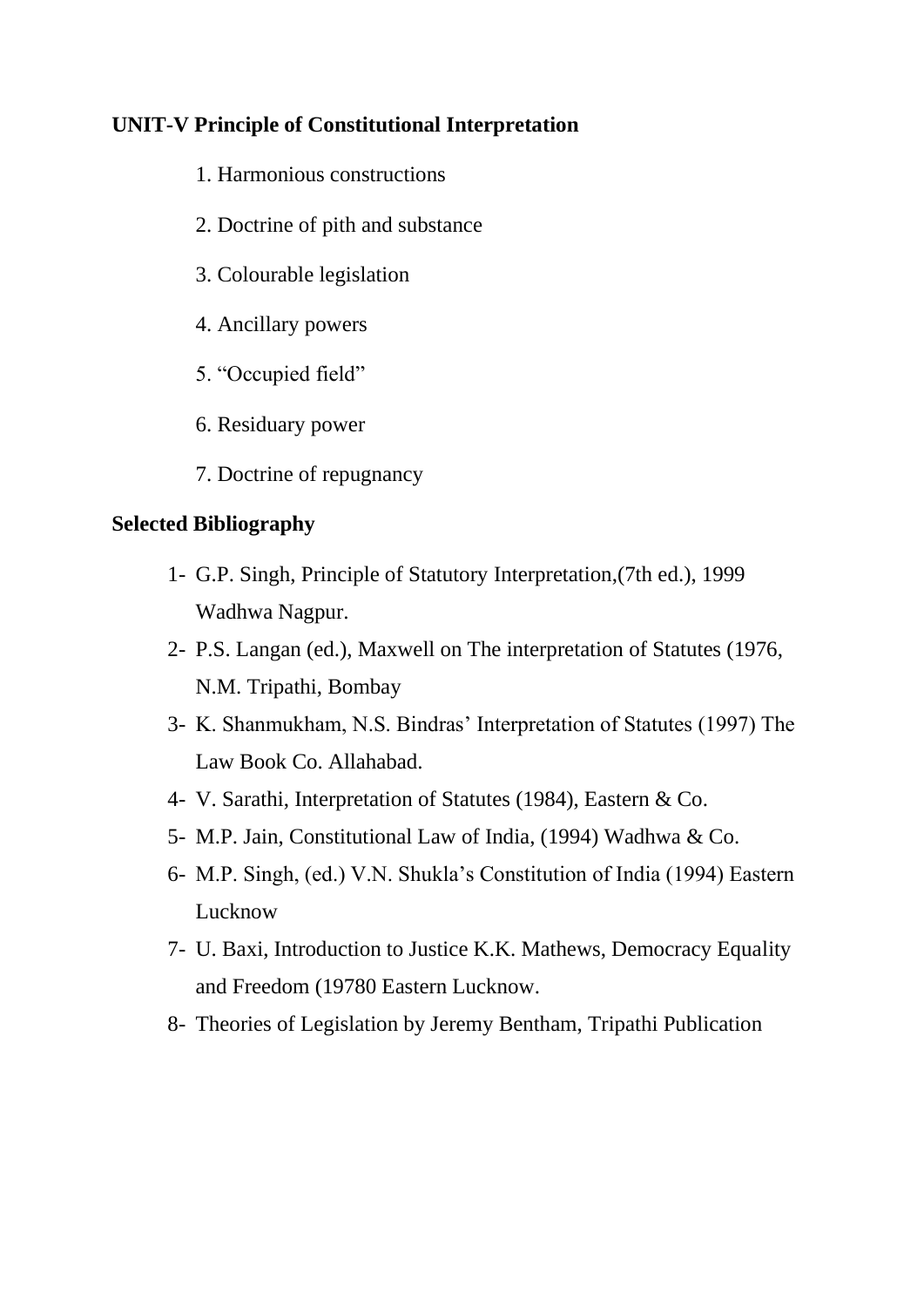**UNIT-V Principle of Constitutional Interpretation**

1. Harmonious constructions
2. Doctrine of pith and substance
3. Colourable legislation
4. Ancillary powers
5. "Occupied field"
6. Residuary power
7. Doctrine of repugnancy

**Selected Bibliography**

1- G.P. Singh, Principle of Statutory Interpretation,(7th ed.), 1999 Wadhwa Nagpur.

2- P.S. Langan (ed.), Maxwell on The interpretation of Statutes (1976, N.M. Tripathi, Bombay

3- K. Shanmukham, N.S. Bindras' Interpretation of Statutes (1997) The Law Book Co. Allahabad.

4- V. Sarathi, Interpretation of Statutes (1984), Eastern & Co.

5- M.P. Jain, Constitutional Law of India, (1994) Wadhwa & Co.

6- M.P. Singh, (ed.) V.N. Shukla's Constitution of India (1994) Eastern Lucknow

7- U. Baxi, Introduction to Justice K.K. Mathews, Democracy Equality and Freedom (19780 Eastern Lucknow.

8- Theories of Legislation by Jeremy Bentham, Tripathi Publication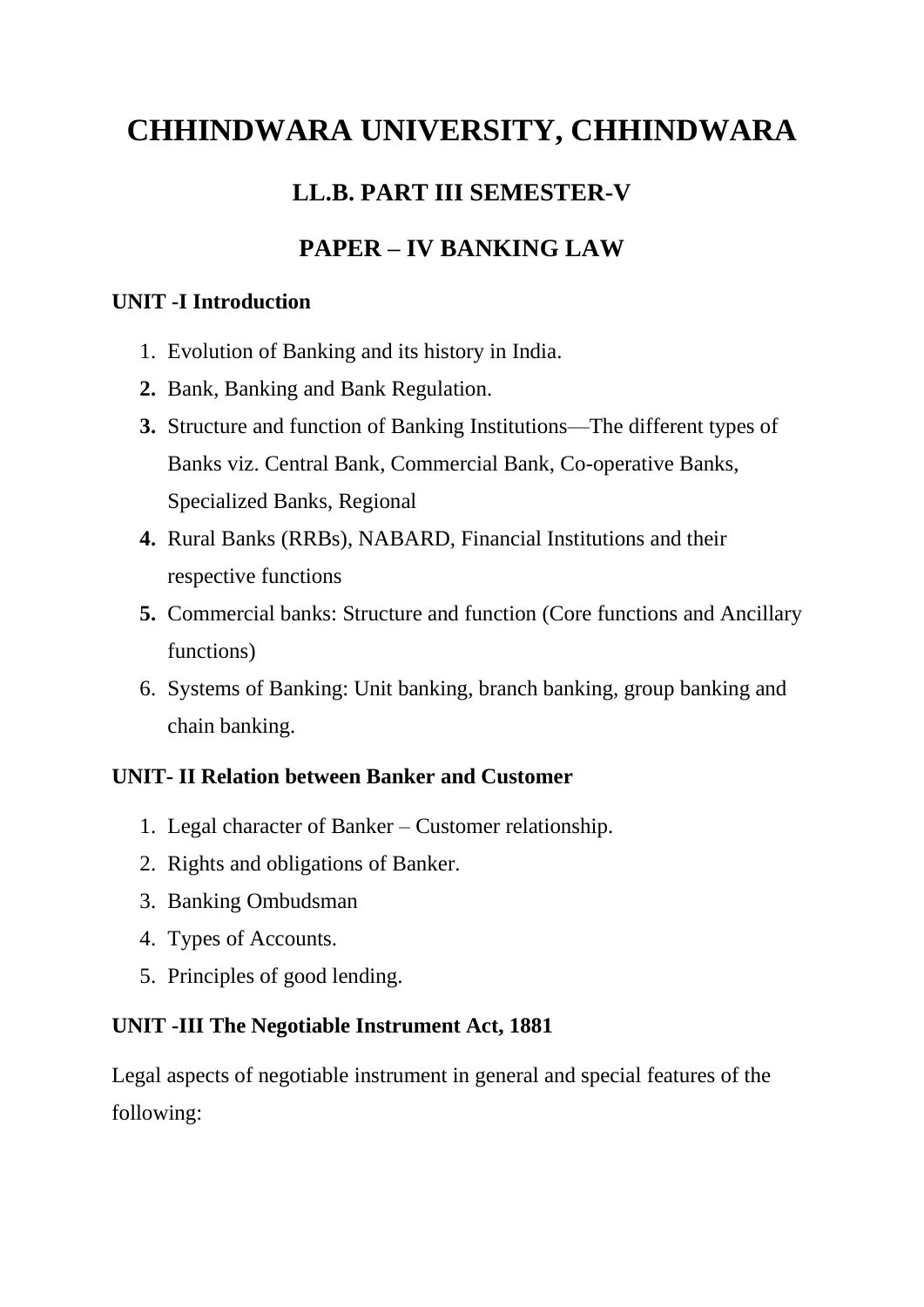# CHHINDWARA UNIVERSITY, CHHINDWARA

## LL.B. PART III SEMESTER-V

## PAPER – IV BANKING LAW

**UNIT -I Introduction**

1. Evolution of Banking and its history in India.
2. Bank, Banking and Bank Regulation.
3. Structure and function of Banking Institutions—The different types of Banks viz. Central Bank, Commercial Bank, Co-operative Banks, Specialized Banks, Regional
4. Rural Banks (RRBs), NABARD, Financial Institutions and their respective functions
5. Commercial banks: Structure and function (Core functions and Ancillary functions)
6. Systems of Banking: Unit banking, branch banking, group banking and chain banking.

**UNIT- II Relation between Banker and Customer**

1. Legal character of Banker – Customer relationship.
2. Rights and obligations of Banker.
3. Banking Ombudsman
4. Types of Accounts.
5. Principles of good lending.

**UNIT -III The Negotiable Instrument Act, 1881**

Legal aspects of negotiable instrument in general and special features of the following: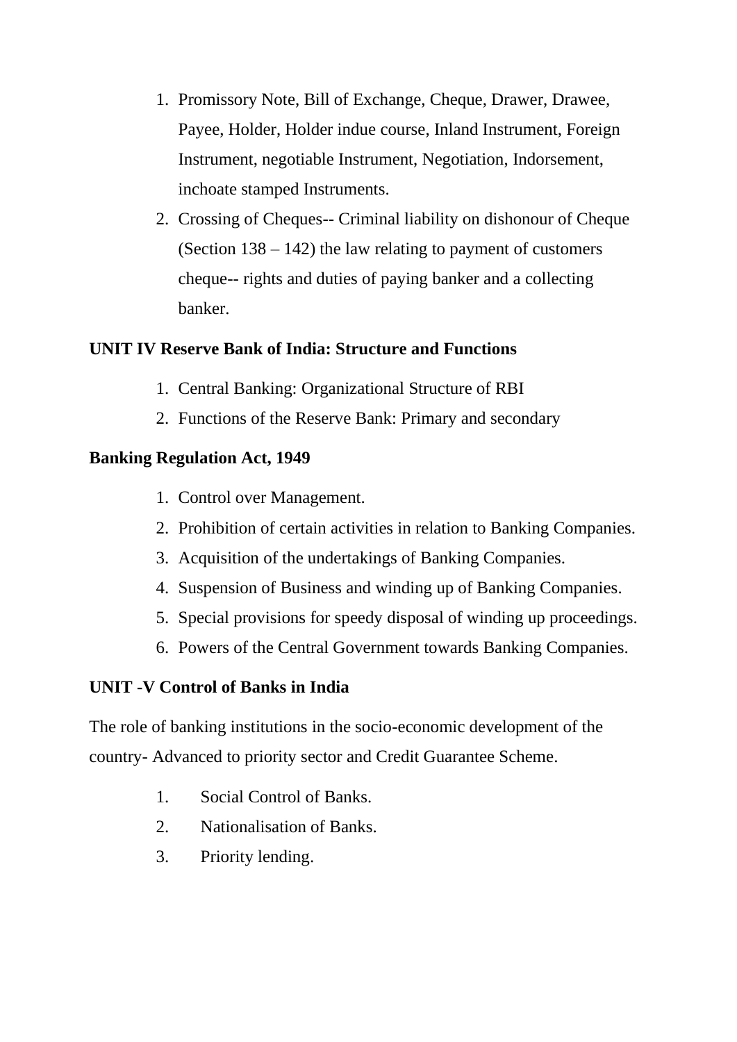1. Promissory Note, Bill of Exchange, Cheque, Drawer, Drawee, Payee, Holder, Holder indue course, Inland Instrument, Foreign Instrument, negotiable Instrument, Negotiation, Indorsement, inchoate stamped Instruments.
2. Crossing of Cheques-- Criminal liability on dishonour of Cheque (Section 138 – 142) the law relating to payment of customers cheque-- rights and duties of paying banker and a collecting banker.

**UNIT IV Reserve Bank of India: Structure and Functions**

1. Central Banking: Organizational Structure of RBI
2. Functions of the Reserve Bank: Primary and secondary

**Banking Regulation Act, 1949**

1. Control over Management.
2. Prohibition of certain activities in relation to Banking Companies.
3. Acquisition of the undertakings of Banking Companies.
4. Suspension of Business and winding up of Banking Companies.
5. Special provisions for speedy disposal of winding up proceedings.
6. Powers of the Central Government towards Banking Companies.

**UNIT -V Control of Banks in India**

The role of banking institutions in the socio-economic development of the country- Advanced to priority sector and Credit Guarantee Scheme.

1. Social Control of Banks.
2. Nationalisation of Banks.
3. Priority lending.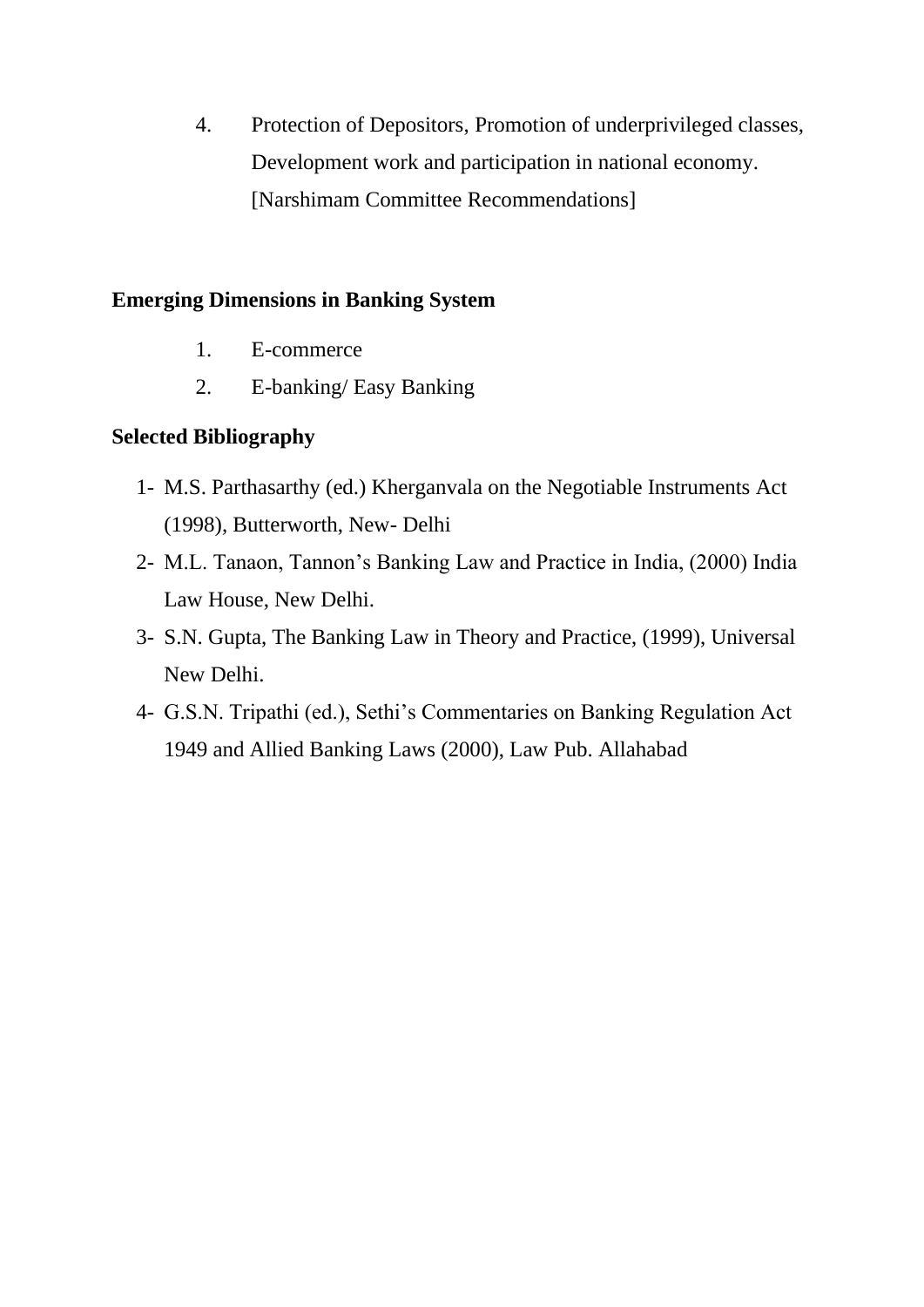4. Protection of Depositors, Promotion of underprivileged classes, Development work and participation in national economy. [Narshimam Committee Recommendations]

**Emerging Dimensions in Banking System**

1. E-commerce
2. E-banking/ Easy Banking

**Selected Bibliography**

1- M.S. Parthasarthy (ed.) Kherganvala on the Negotiable Instruments Act (1998), Butterworth, New- Delhi

2- M.L. Tanaon, Tannon's Banking Law and Practice in India, (2000) India Law House, New Delhi.

3- S.N. Gupta, The Banking Law in Theory and Practice, (1999), Universal New Delhi.

4- G.S.N. Tripathi (ed.), Sethi's Commentaries on Banking Regulation Act 1949 and Allied Banking Laws (2000), Law Pub. Allahabad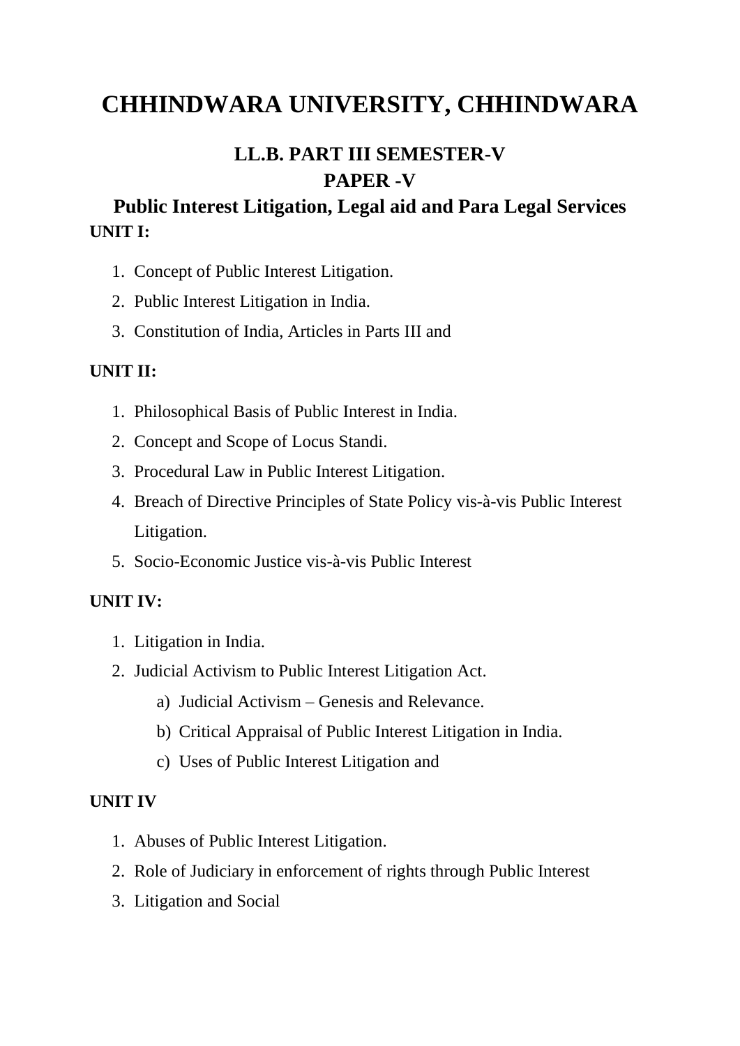# CHHINDWARA UNIVERSITY, CHHINDWARA

## LL.B. PART III SEMESTER-V
## PAPER -V

### Public Interest Litigation, Legal aid and Para Legal Services

**UNIT I:**

1. Concept of Public Interest Litigation.
2. Public Interest Litigation in India.
3. Constitution of India, Articles in Parts III and

**UNIT II:**

1. Philosophical Basis of Public Interest in India.
2. Concept and Scope of Locus Standi.
3. Procedural Law in Public Interest Litigation.
4. Breach of Directive Principles of State Policy vis-à-vis Public Interest Litigation.
5. Socio-Economic Justice vis-à-vis Public Interest

**UNIT IV:**

1. Litigation in India.
2. Judicial Activism to Public Interest Litigation Act.
   a) Judicial Activism – Genesis and Relevance.
   b) Critical Appraisal of Public Interest Litigation in India.
   c) Uses of Public Interest Litigation and

**UNIT IV**

1. Abuses of Public Interest Litigation.
2. Role of Judiciary in enforcement of rights through Public Interest
3. Litigation and Social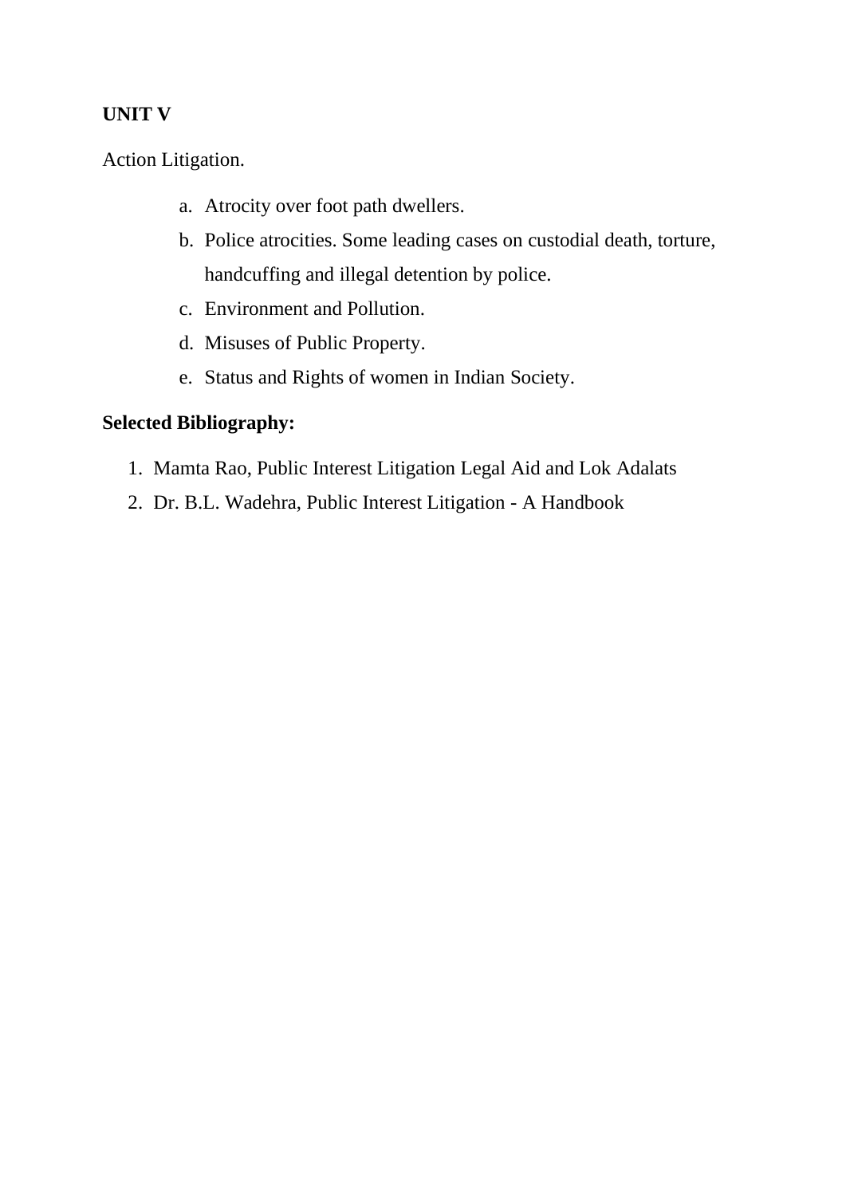**UNIT V**

Action Litigation.

a. Atrocity over foot path dwellers.
b. Police atrocities. Some leading cases on custodial death, torture, handcuffing and illegal detention by police.
c. Environment and Pollution.
d. Misuses of Public Property.
e. Status and Rights of women in Indian Society.

**Selected Bibliography:**

1. Mamta Rao, Public Interest Litigation Legal Aid and Lok Adalats
2. Dr. B.L. Wadehra, Public Interest Litigation - A Handbook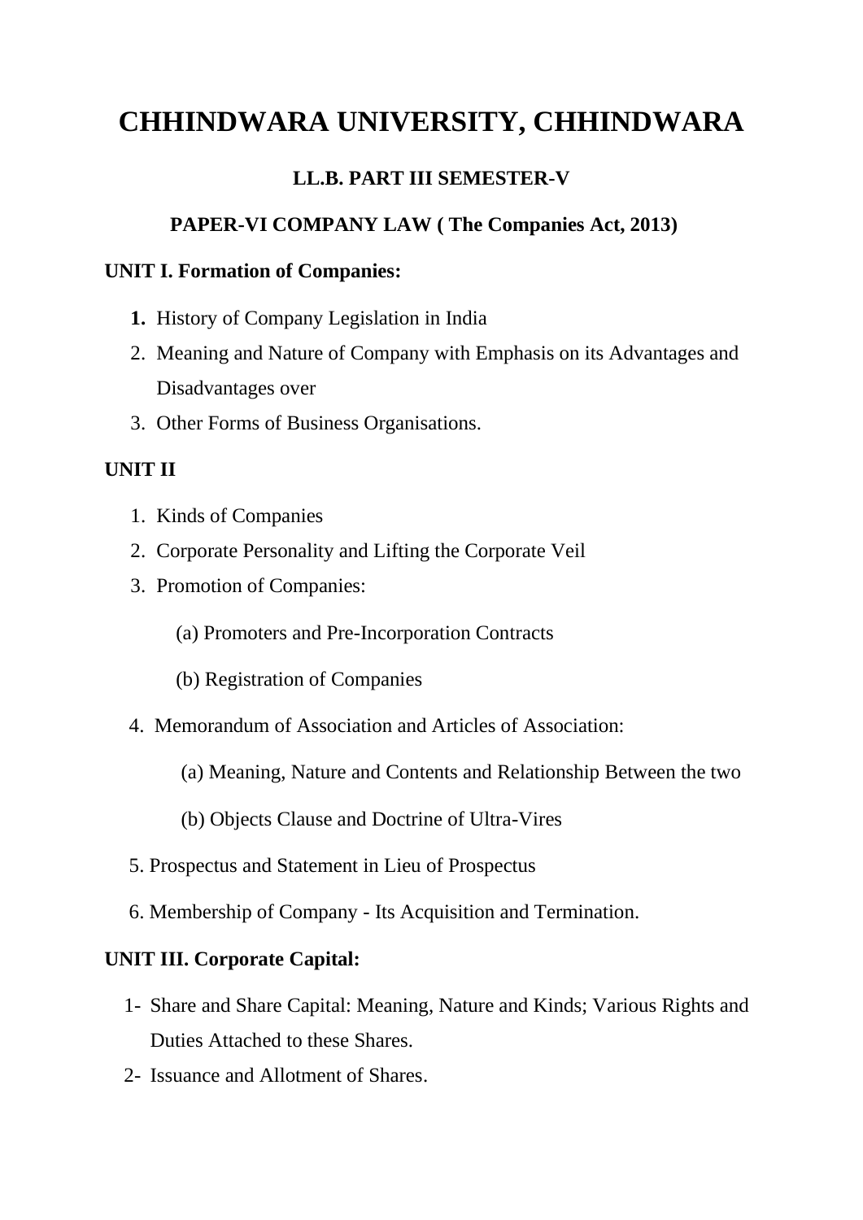# CHHINDWARA UNIVERSITY, CHHINDWARA

## LL.B. PART III SEMESTER-V

## PAPER-VI COMPANY LAW ( The Companies Act, 2013)

**UNIT I. Formation of Companies:**

1. History of Company Legislation in India
2. Meaning and Nature of Company with Emphasis on its Advantages and Disadvantages over
3. Other Forms of Business Organisations.

**UNIT II**

1. Kinds of Companies
2. Corporate Personality and Lifting the Corporate Veil
3. Promotion of Companies:
   - (a) Promoters and Pre-Incorporation Contracts
   - (b) Registration of Companies
4. Memorandum of Association and Articles of Association:
   - (a) Meaning, Nature and Contents and Relationship Between the two
   - (b) Objects Clause and Doctrine of Ultra-Vires
5. Prospectus and Statement in Lieu of Prospectus
6. Membership of Company - Its Acquisition and Termination.

**UNIT III. Corporate Capital:**

1- Share and Share Capital: Meaning, Nature and Kinds; Various Rights and Duties Attached to these Shares.

2- Issuance and Allotment of Shares.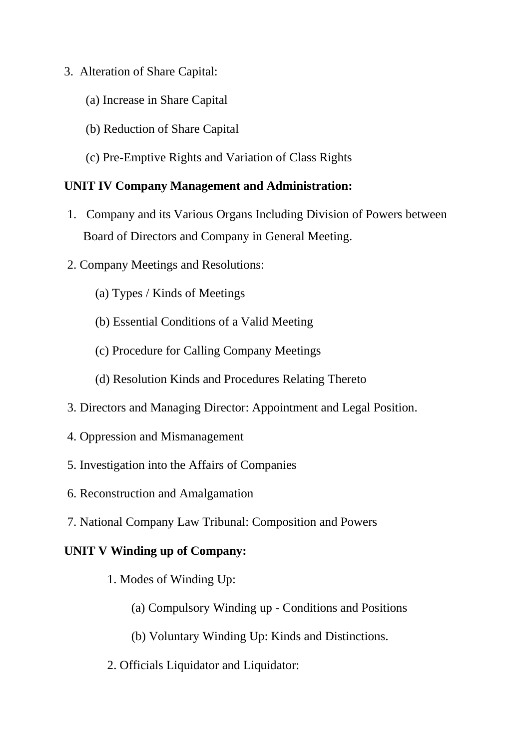3. Alteration of Share Capital:

   (a) Increase in Share Capital

   (b) Reduction of Share Capital

   (c) Pre-Emptive Rights and Variation of Class Rights

**UNIT IV Company Management and Administration:**

1. Company and its Various Organs Including Division of Powers between Board of Directors and Company in General Meeting.

2. Company Meetings and Resolutions:

   (a) Types / Kinds of Meetings

   (b) Essential Conditions of a Valid Meeting

   (c) Procedure for Calling Company Meetings

   (d) Resolution Kinds and Procedures Relating Thereto

3. Directors and Managing Director: Appointment and Legal Position.

4. Oppression and Mismanagement

5. Investigation into the Affairs of Companies

6. Reconstruction and Amalgamation

7. National Company Law Tribunal: Composition and Powers

**UNIT V Winding up of Company:**

1. Modes of Winding Up:

   (a) Compulsory Winding up - Conditions and Positions

   (b) Voluntary Winding Up: Kinds and Distinctions.

2. Officials Liquidator and Liquidator: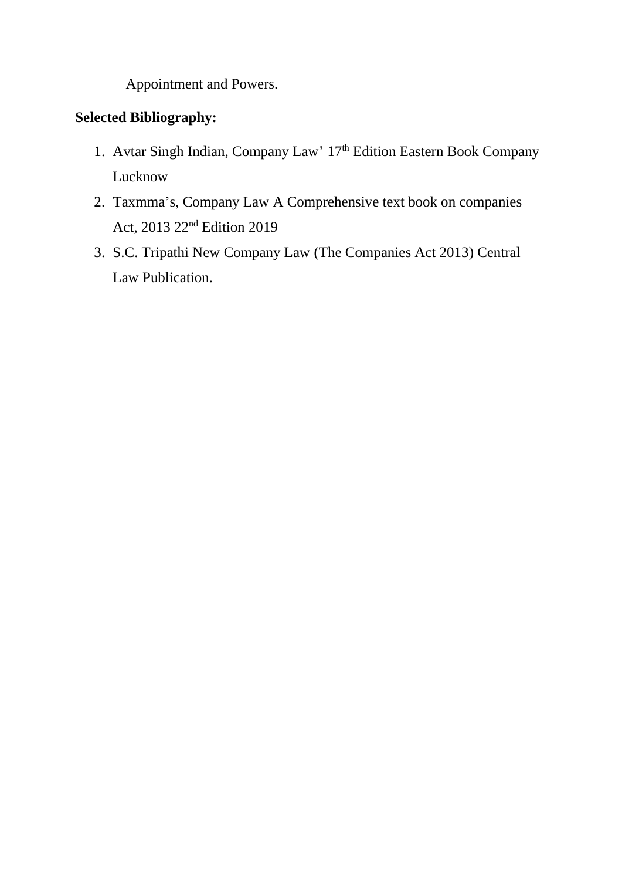Appointment and Powers.

**Selected Bibliography:**

1. Avtar Singh Indian, Company Law' 17th Edition Eastern Book Company Lucknow
2. Taxmma's, Company Law A Comprehensive text book on companies Act, 2013 22nd Edition 2019
3. S.C. Tripathi New Company Law (The Companies Act 2013) Central Law Publication.